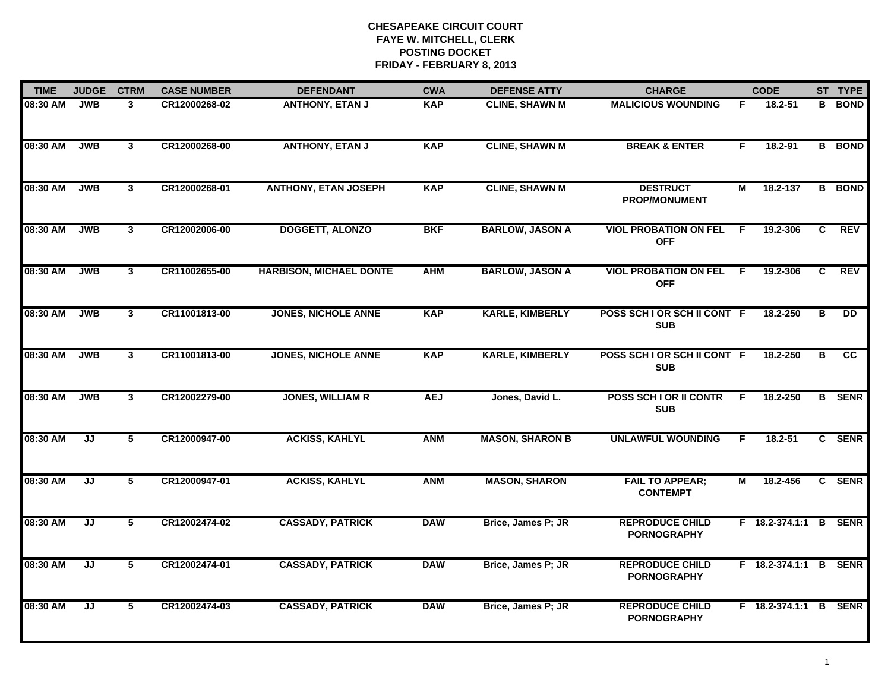**CHESAPEAKE CIRCUIT COURT**
**FAYE W. MITCHELL, CLERK**
**POSTING DOCKET**
**FRIDAY - FEBRUARY 8, 2013**

| TIME | JUDGE | CTRM | CASE NUMBER | DEFENDANT | CWA | DEFENSE ATTY | CHARGE | | CODE | ST | TYPE |
|---|---|---|---|---|---|---|---|---|---|---|---|
| 08:30 AM | JWB | 3 | CR12000268-02 | ANTHONY, ETAN J | KAP | CLINE, SHAWN M | MALICIOUS WOUNDING | F | 18.2-51 | B | BOND |
| 08:30 AM | JWB | 3 | CR12000268-00 | ANTHONY, ETAN J | KAP | CLINE, SHAWN M | BREAK & ENTER | F | 18.2-91 | B | BOND |
| 08:30 AM | JWB | 3 | CR12000268-01 | ANTHONY, ETAN JOSEPH | KAP | CLINE, SHAWN M | DESTRUCT PROP/MONUMENT | M | 18.2-137 | B | BOND |
| 08:30 AM | JWB | 3 | CR12002006-00 | DOGGETT, ALONZO | BKF | BARLOW, JASON A | VIOL PROBATION ON FEL OFF | F | 19.2-306 | C | REV |
| 08:30 AM | JWB | 3 | CR11002655-00 | HARBISON, MICHAEL DONTE | AHM | BARLOW, JASON A | VIOL PROBATION ON FEL OFF | F | 19.2-306 | C | REV |
| 08:30 AM | JWB | 3 | CR11001813-00 | JONES, NICHOLE ANNE | KAP | KARLE, KIMBERLY | POSS SCH I OR SCH II CONT SUB | F | 18.2-250 | B | DD |
| 08:30 AM | JWB | 3 | CR11001813-00 | JONES, NICHOLE ANNE | KAP | KARLE, KIMBERLY | POSS SCH I OR SCH II CONT SUB | F | 18.2-250 | B | CC |
| 08:30 AM | JWB | 3 | CR12002279-00 | JONES, WILLIAM R | AEJ | Jones, David L. | POSS SCH I OR II CONTR SUB | F | 18.2-250 | B | SENR |
| 08:30 AM | JJ | 5 | CR12000947-00 | ACKISS, KAHLYL | ANM | MASON, SHARON B | UNLAWFUL WOUNDING | F | 18.2-51 | C | SENR |
| 08:30 AM | JJ | 5 | CR12000947-01 | ACKISS, KAHLYL | ANM | MASON, SHARON | FAIL TO APPEAR; CONTEMPT | M | 18.2-456 | C | SENR |
| 08:30 AM | JJ | 5 | CR12002474-02 | CASSADY, PATRICK | DAW | Brice, James P; JR | REPRODUCE CHILD PORNOGRAPHY | F | 18.2-374.1:1 | B | SENR |
| 08:30 AM | JJ | 5 | CR12002474-01 | CASSADY, PATRICK | DAW | Brice, James P; JR | REPRODUCE CHILD PORNOGRAPHY | F | 18.2-374.1:1 | B | SENR |
| 08:30 AM | JJ | 5 | CR12002474-03 | CASSADY, PATRICK | DAW | Brice, James P; JR | REPRODUCE CHILD PORNOGRAPHY | F | 18.2-374.1:1 | B | SENR |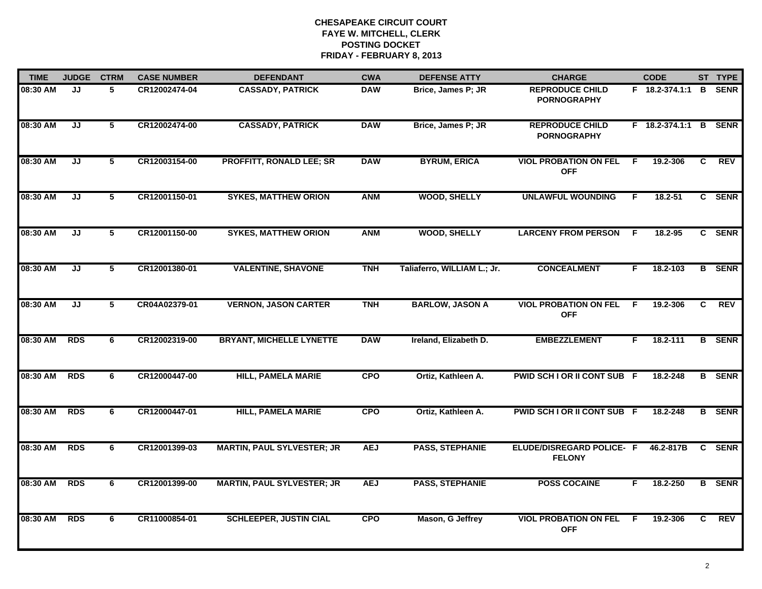# CHESAPEAKE CIRCUIT COURT
## FAYE W. MITCHELL, CLERK
## POSTING DOCKET
## FRIDAY - FEBRUARY 8, 2013

| TIME | JUDGE | CTRM | CASE NUMBER | DEFENDANT | CWA | DEFENSE ATTY | CHARGE | | CODE | ST | TYPE |
|---|---|---|---|---|---|---|---|---|---|---|---|
| 08:30 AM | JJ | 5 | CR12002474-04 | CASSADY, PATRICK | DAW | Brice, James P; JR | REPRODUCE CHILD PORNOGRAPHY | F | 18.2-374.1:1 | B | SENR |
| 08:30 AM | JJ | 5 | CR12002474-00 | CASSADY, PATRICK | DAW | Brice, James P; JR | REPRODUCE CHILD PORNOGRAPHY | F | 18.2-374.1:1 | B | SENR |
| 08:30 AM | JJ | 5 | CR12003154-00 | PROFFITT, RONALD LEE; SR | DAW | BYRUM, ERICA | VIOL PROBATION ON FEL OFF | F | 19.2-306 | C | REV |
| 08:30 AM | JJ | 5 | CR12001150-01 | SYKES, MATTHEW ORION | ANM | WOOD, SHELLY | UNLAWFUL WOUNDING | F | 18.2-51 | C | SENR |
| 08:30 AM | JJ | 5 | CR12001150-00 | SYKES, MATTHEW ORION | ANM | WOOD, SHELLY | LARCENY FROM PERSON | F | 18.2-95 | C | SENR |
| 08:30 AM | JJ | 5 | CR12001380-01 | VALENTINE, SHAVONE | TNH | Taliaferro, WILLIAM L.; Jr. | CONCEALMENT | F | 18.2-103 | B | SENR |
| 08:30 AM | JJ | 5 | CR04A02379-01 | VERNON, JASON CARTER | TNH | BARLOW, JASON A | VIOL PROBATION ON FEL OFF | F | 19.2-306 | C | REV |
| 08:30 AM | RDS | 6 | CR12002319-00 | BRYANT, MICHELLE LYNETTE | DAW | Ireland, Elizabeth D. | EMBEZZLEMENT | F | 18.2-111 | B | SENR |
| 08:30 AM | RDS | 6 | CR12000447-00 | HILL, PAMELA MARIE | CPO | Ortiz, Kathleen A. | PWID SCH I OR II CONT SUB | F | 18.2-248 | B | SENR |
| 08:30 AM | RDS | 6 | CR12000447-01 | HILL, PAMELA MARIE | CPO | Ortiz, Kathleen A. | PWID SCH I OR II CONT SUB | F | 18.2-248 | B | SENR |
| 08:30 AM | RDS | 6 | CR12001399-03 | MARTIN, PAUL SYLVESTER; JR | AEJ | PASS, STEPHANIE | ELUDE/DISREGARD POLICE-FELONY | F | 46.2-817B | C | SENR |
| 08:30 AM | RDS | 6 | CR12001399-00 | MARTIN, PAUL SYLVESTER; JR | AEJ | PASS, STEPHANIE | POSS COCAINE | F | 18.2-250 | B | SENR |
| 08:30 AM | RDS | 6 | CR11000854-01 | SCHLEEPER, JUSTIN CIAL | CPO | Mason, G Jeffrey | VIOL PROBATION ON FEL OFF | F | 19.2-306 | C | REV |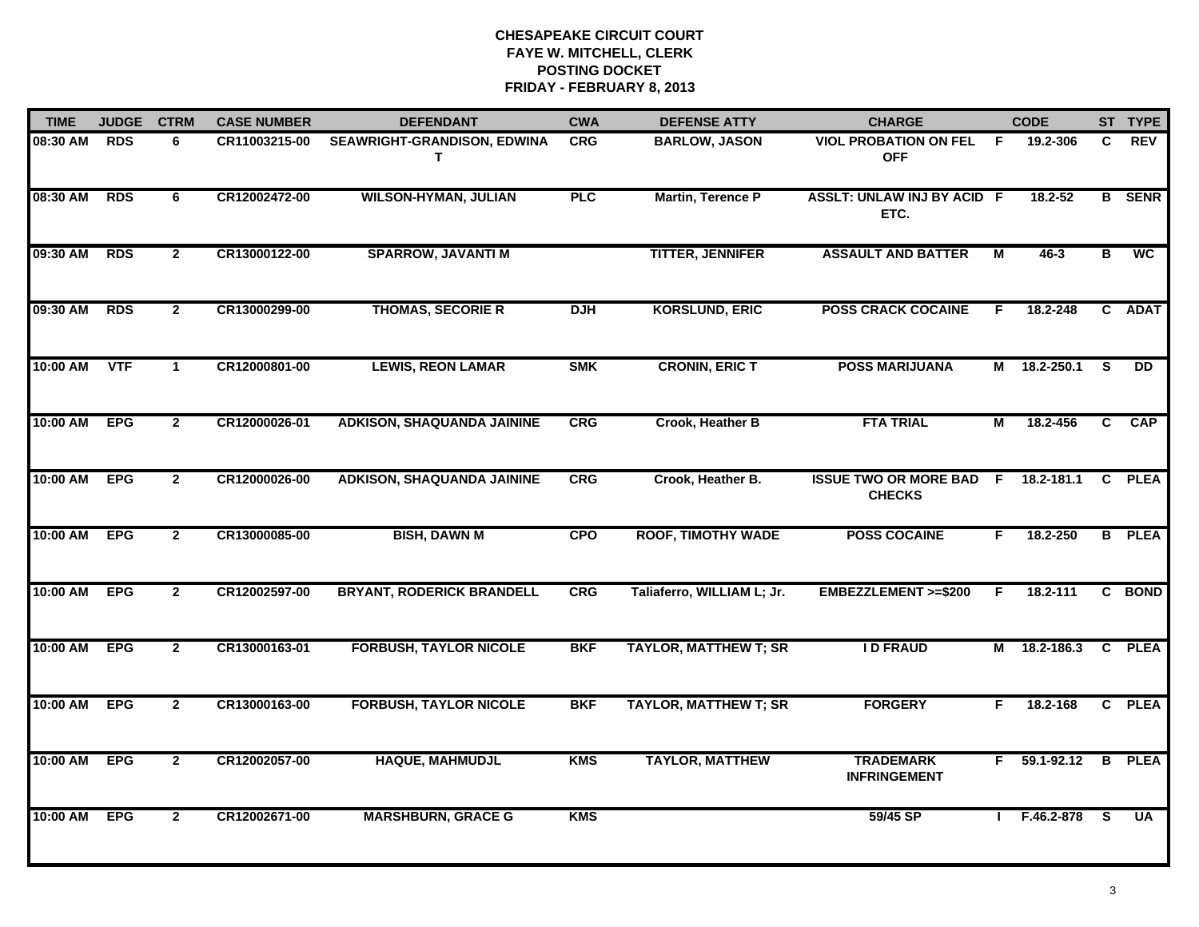# CHESAPEAKE CIRCUIT COURT
## FAYE W. MITCHELL, CLERK
## POSTING DOCKET
## FRIDAY - FEBRUARY 8, 2013

| TIME | JUDGE | CTRM | CASE NUMBER | DEFENDANT | CWA | DEFENSE ATTY | CHARGE | | CODE | ST | TYPE |
|---|---|---|---|---|---|---|---|---|---|---|---|
| 08:30 AM | RDS | 6 | CR11003215-00 | SEAWRIGHT-GRANDISON, EDWINA T | CRG | BARLOW, JASON | VIOL PROBATION ON FEL OFF | F | 19.2-306 | C | REV |
| 08:30 AM | RDS | 6 | CR12002472-00 | WILSON-HYMAN, JULIAN | PLC | Martin, Terence P | ASSLT: UNLAW INJ BY ACID ETC. | F | 18.2-52 | B | SENR |
| 09:30 AM | RDS | 2 | CR13000122-00 | SPARROW, JAVANTI M | | TITTER, JENNIFER | ASSAULT AND BATTER | M | 46-3 | B | WC |
| 09:30 AM | RDS | 2 | CR13000299-00 | THOMAS, SECORIE R | DJH | KORSLUND, ERIC | POSS CRACK COCAINE | F | 18.2-248 | C | ADAT |
| 10:00 AM | VTF | 1 | CR12000801-00 | LEWIS, REON LAMAR | SMK | CRONIN, ERIC T | POSS MARIJUANA | M | 18.2-250.1 | S | DD |
| 10:00 AM | EPG | 2 | CR12000026-01 | ADKISON, SHAQUANDA JAININE | CRG | Crook, Heather B | FTA TRIAL | M | 18.2-456 | C | CAP |
| 10:00 AM | EPG | 2 | CR12000026-00 | ADKISON, SHAQUANDA JAININE | CRG | Crook, Heather B. | ISSUE TWO OR MORE BAD CHECKS | F | 18.2-181.1 | C | PLEA |
| 10:00 AM | EPG | 2 | CR13000085-00 | BISH, DAWN M | CPO | ROOF, TIMOTHY WADE | POSS COCAINE | F | 18.2-250 | B | PLEA |
| 10:00 AM | EPG | 2 | CR12002597-00 | BRYANT, RODERICK BRANDELL | CRG | Taliaferro, WILLIAM L; Jr. | EMBEZZLEMENT >=$200 | F | 18.2-111 | C | BOND |
| 10:00 AM | EPG | 2 | CR13000163-01 | FORBUSH, TAYLOR NICOLE | BKF | TAYLOR, MATTHEW T; SR | I D FRAUD | M | 18.2-186.3 | C | PLEA |
| 10:00 AM | EPG | 2 | CR13000163-00 | FORBUSH, TAYLOR NICOLE | BKF | TAYLOR, MATTHEW T; SR | FORGERY | F | 18.2-168 | C | PLEA |
| 10:00 AM | EPG | 2 | CR12002057-00 | HAQUE, MAHMUDJL | KMS | TAYLOR, MATTHEW | TRADEMARK INFRINGEMENT | F | 59.1-92.12 | B | PLEA |
| 10:00 AM | EPG | 2 | CR12002671-00 | MARSHBURN, GRACE G | KMS | | 59/45 SP | I | F.46.2-878 | S | UA |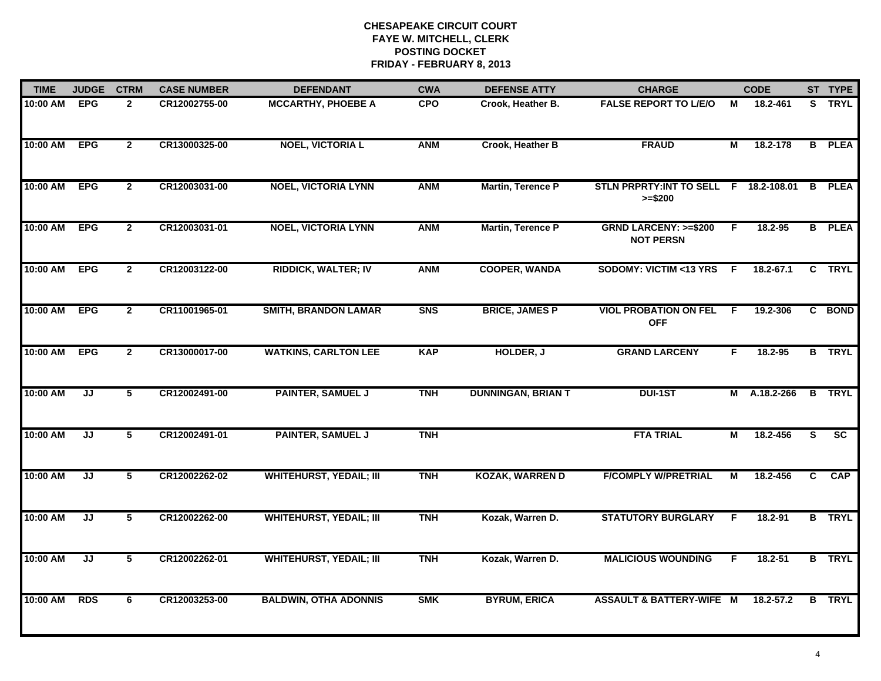# CHESAPEAKE CIRCUIT COURT
## FAYE W. MITCHELL, CLERK
## POSTING DOCKET
## FRIDAY - FEBRUARY 8, 2013

| TIME | JUDGE | CTRM | CASE NUMBER | DEFENDANT | CWA | DEFENSE ATTY | CHARGE | | CODE | ST | TYPE |
|---|---|---|---|---|---|---|---|---|---|---|---|
| 10:00 AM | EPG | 2 | CR12002755-00 | MCCARTHY, PHOEBE A | CPO | Crook, Heather B. | FALSE REPORT TO L/E/O | M | 18.2-461 | S | TRYL |
| 10:00 AM | EPG | 2 | CR13000325-00 | NOEL, VICTORIA L | ANM | Crook, Heather B | FRAUD | M | 18.2-178 | B | PLEA |
| 10:00 AM | EPG | 2 | CR12003031-00 | NOEL, VICTORIA LYNN | ANM | Martin, Terence P | STLN PRPRTY:INT TO SELL >=$200 | F | 18.2-108.01 | B | PLEA |
| 10:00 AM | EPG | 2 | CR12003031-01 | NOEL, VICTORIA LYNN | ANM | Martin, Terence P | GRND LARCENY: >=$200 NOT PERSN | F | 18.2-95 | B | PLEA |
| 10:00 AM | EPG | 2 | CR12003122-00 | RIDDICK, WALTER; IV | ANM | COOPER, WANDA | SODOMY: VICTIM <13 YRS | F | 18.2-67.1 | C | TRYL |
| 10:00 AM | EPG | 2 | CR11001965-01 | SMITH, BRANDON LAMAR | SNS | BRICE, JAMES P | VIOL PROBATION ON FEL OFF | F | 19.2-306 | C | BOND |
| 10:00 AM | EPG | 2 | CR13000017-00 | WATKINS, CARLTON LEE | KAP | HOLDER, J | GRAND LARCENY | F | 18.2-95 | B | TRYL |
| 10:00 AM | JJ | 5 | CR12002491-00 | PAINTER, SAMUEL J | TNH | DUNNINGAN, BRIAN T | DUI-1ST | M | A.18.2-266 | B | TRYL |
| 10:00 AM | JJ | 5 | CR12002491-01 | PAINTER, SAMUEL J | TNH | | FTA TRIAL | M | 18.2-456 | S | SC |
| 10:00 AM | JJ | 5 | CR12002262-02 | WHITEHURST, YEDAIL; III | TNH | KOZAK, WARREN D | F/COMPLY W/PRETRIAL | M | 18.2-456 | C | CAP |
| 10:00 AM | JJ | 5 | CR12002262-00 | WHITEHURST, YEDAIL; III | TNH | Kozak, Warren D. | STATUTORY BURGLARY | F | 18.2-91 | B | TRYL |
| 10:00 AM | JJ | 5 | CR12002262-01 | WHITEHURST, YEDAIL; III | TNH | Kozak, Warren D. | MALICIOUS WOUNDING | F | 18.2-51 | B | TRYL |
| 10:00 AM | RDS | 6 | CR12003253-00 | BALDWIN, OTHA ADONNIS | SMK | BYRUM, ERICA | ASSAULT & BATTERY-WIFE | M | 18.2-57.2 | B | TRYL |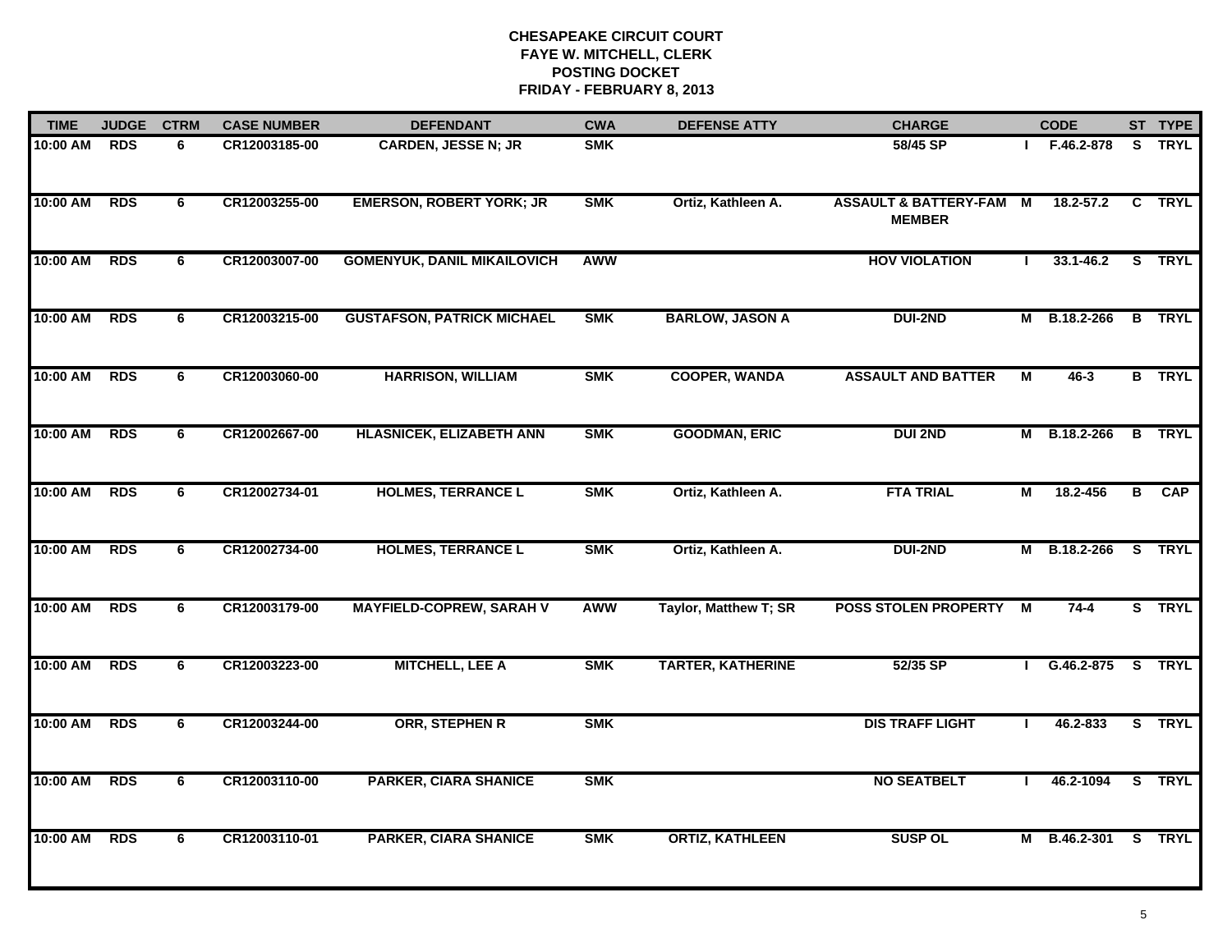# CHESAPEAKE CIRCUIT COURT
## FAYE W. MITCHELL, CLERK
## POSTING DOCKET
## FRIDAY - FEBRUARY 8, 2013

| TIME | JUDGE | CTRM | CASE NUMBER | DEFENDANT | CWA | DEFENSE ATTY | CHARGE | | CODE | ST | TYPE |
|---|---|---|---|---|---|---|---|---|---|---|---|
| 10:00 AM | RDS | 6 | CR12003185-00 | CARDEN, JESSE N; JR | SMK | | 58/45 SP | I | F.46.2-878 | S | TRYL |
| 10:00 AM | RDS | 6 | CR12003255-00 | EMERSON, ROBERT YORK; JR | SMK | Ortiz, Kathleen A. | ASSAULT & BATTERY-FAM MEMBER | M | 18.2-57.2 | C | TRYL |
| 10:00 AM | RDS | 6 | CR12003007-00 | GOMENYUK, DANIL MIKAILOVICH | AWW | | HOV VIOLATION | I | 33.1-46.2 | S | TRYL |
| 10:00 AM | RDS | 6 | CR12003215-00 | GUSTAFSON, PATRICK MICHAEL | SMK | BARLOW, JASON A | DUI-2ND | M | B.18.2-266 | B | TRYL |
| 10:00 AM | RDS | 6 | CR12003060-00 | HARRISON, WILLIAM | SMK | COOPER, WANDA | ASSAULT AND BATTER | M | 46-3 | B | TRYL |
| 10:00 AM | RDS | 6 | CR12002667-00 | HLASNICEK, ELIZABETH ANN | SMK | GOODMAN, ERIC | DUI 2ND | M | B.18.2-266 | B | TRYL |
| 10:00 AM | RDS | 6 | CR12002734-01 | HOLMES, TERRANCE L | SMK | Ortiz, Kathleen A. | FTA TRIAL | M | 18.2-456 | B | CAP |
| 10:00 AM | RDS | 6 | CR12002734-00 | HOLMES, TERRANCE L | SMK | Ortiz, Kathleen A. | DUI-2ND | M | B.18.2-266 | S | TRYL |
| 10:00 AM | RDS | 6 | CR12003179-00 | MAYFIELD-COPREW, SARAH V | AWW | Taylor, Matthew T; SR | POSS STOLEN PROPERTY | M | 74-4 | S | TRYL |
| 10:00 AM | RDS | 6 | CR12003223-00 | MITCHELL, LEE A | SMK | TARTER, KATHERINE | 52/35 SP | I | G.46.2-875 | S | TRYL |
| 10:00 AM | RDS | 6 | CR12003244-00 | ORR, STEPHEN R | SMK | | DIS TRAFF LIGHT | I | 46.2-833 | S | TRYL |
| 10:00 AM | RDS | 6 | CR12003110-00 | PARKER, CIARA SHANICE | SMK | | NO SEATBELT | I | 46.2-1094 | S | TRYL |
| 10:00 AM | RDS | 6 | CR12003110-01 | PARKER, CIARA SHANICE | SMK | ORTIZ, KATHLEEN | SUSP OL | M | B.46.2-301 | S | TRYL |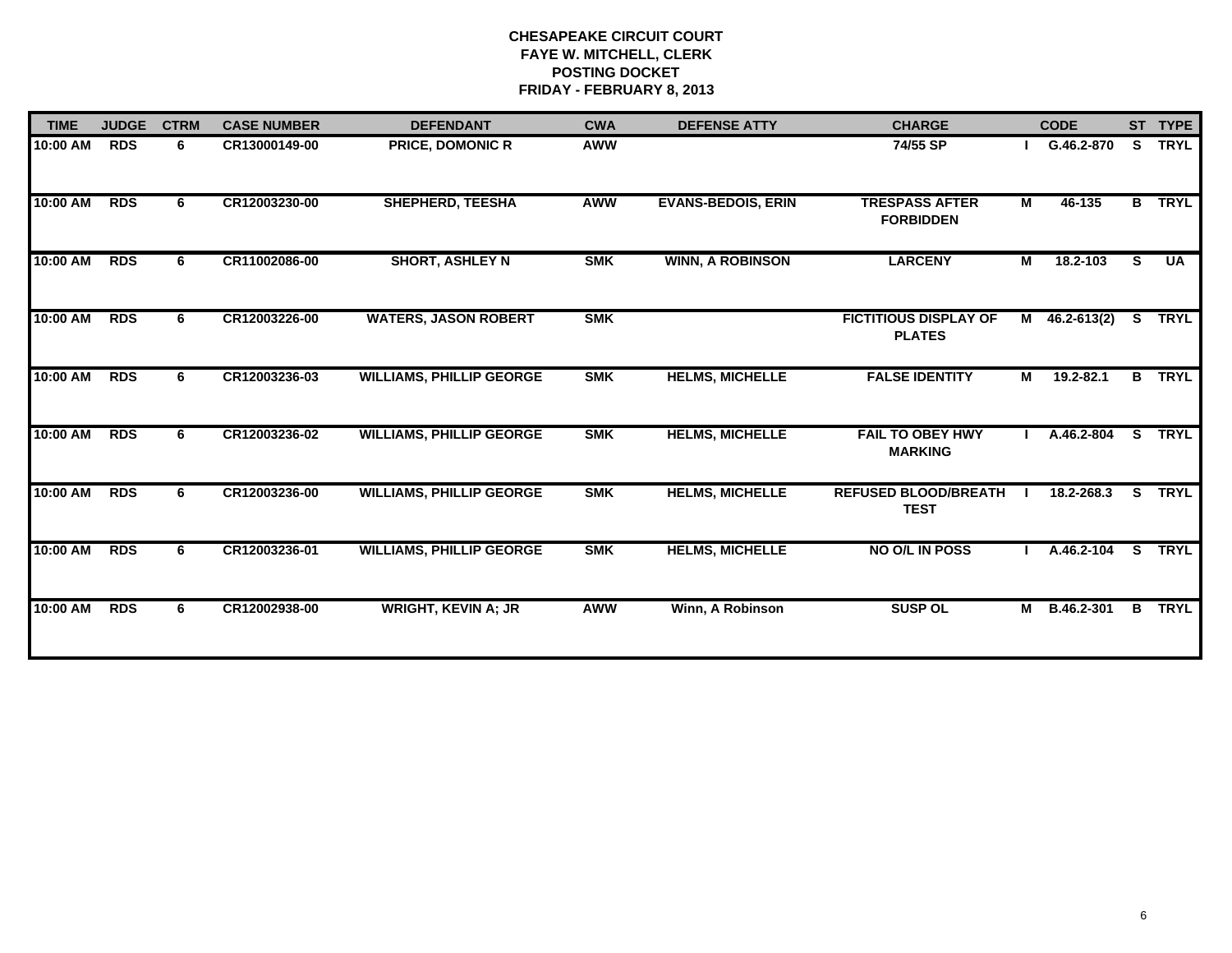**CHESAPEAKE CIRCUIT COURT**
**FAYE W. MITCHELL, CLERK**
**POSTING DOCKET**
**FRIDAY - FEBRUARY 8, 2013**

| TIME | JUDGE | CTRM | CASE NUMBER | DEFENDANT | CWA | DEFENSE ATTY | CHARGE | | CODE | ST | TYPE |
|---|---|---|---|---|---|---|---|---|---|---|---|
| 10:00 AM | RDS | 6 | CR13000149-00 | PRICE, DOMONIC R | AWW | | 74/55 SP | I | G.46.2-870 | S | TRYL |
| 10:00 AM | RDS | 6 | CR12003230-00 | SHEPHERD, TEESHA | AWW | EVANS-BEDOIS, ERIN | TRESPASS AFTER FORBIDDEN | M | 46-135 | B | TRYL |
| 10:00 AM | RDS | 6 | CR11002086-00 | SHORT, ASHLEY N | SMK | WINN, A ROBINSON | LARCENY | M | 18.2-103 | S | UA |
| 10:00 AM | RDS | 6 | CR12003226-00 | WATERS, JASON ROBERT | SMK | | FICTITIOUS DISPLAY OF PLATES | M | 46.2-613(2) | S | TRYL |
| 10:00 AM | RDS | 6 | CR12003236-03 | WILLIAMS, PHILLIP GEORGE | SMK | HELMS, MICHELLE | FALSE IDENTITY | M | 19.2-82.1 | B | TRYL |
| 10:00 AM | RDS | 6 | CR12003236-02 | WILLIAMS, PHILLIP GEORGE | SMK | HELMS, MICHELLE | FAIL TO OBEY HWY MARKING | I | A.46.2-804 | S | TRYL |
| 10:00 AM | RDS | 6 | CR12003236-00 | WILLIAMS, PHILLIP GEORGE | SMK | HELMS, MICHELLE | REFUSED BLOOD/BREATH TEST | I | 18.2-268.3 | S | TRYL |
| 10:00 AM | RDS | 6 | CR12003236-01 | WILLIAMS, PHILLIP GEORGE | SMK | HELMS, MICHELLE | NO O/L IN POSS | I | A.46.2-104 | S | TRYL |
| 10:00 AM | RDS | 6 | CR12002938-00 | WRIGHT, KEVIN A; JR | AWW | Winn, A Robinson | SUSP OL | M | B.46.2-301 | B | TRYL |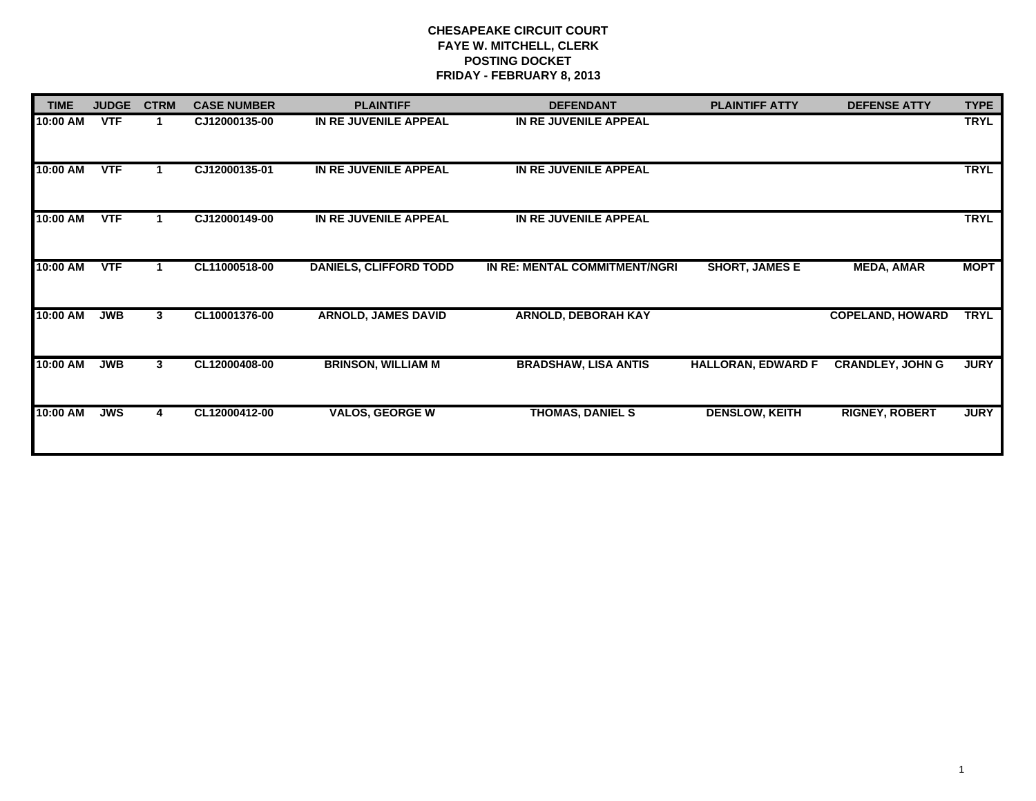**CHESAPEAKE CIRCUIT COURT**
**FAYE W. MITCHELL, CLERK**
**POSTING DOCKET**
**FRIDAY - FEBRUARY 8, 2013**

| TIME | JUDGE | CTRM | CASE NUMBER | PLAINTIFF | DEFENDANT | PLAINTIFF ATTY | DEFENSE ATTY | TYPE |
|---|---|---|---|---|---|---|---|---|
| 10:00 AM | VTF | 1 | CJ12000135-00 | IN RE JUVENILE APPEAL | IN RE JUVENILE APPEAL | | | TRYL |
| 10:00 AM | VTF | 1 | CJ12000135-01 | IN RE JUVENILE APPEAL | IN RE JUVENILE APPEAL | | | TRYL |
| 10:00 AM | VTF | 1 | CJ12000149-00 | IN RE JUVENILE APPEAL | IN RE JUVENILE APPEAL | | | TRYL |
| 10:00 AM | VTF | 1 | CL11000518-00 | DANIELS, CLIFFORD TODD | IN RE: MENTAL COMMITMENT/NGRI | SHORT, JAMES E | MEDA, AMAR | MOPT |
| 10:00 AM | JWB | 3 | CL10001376-00 | ARNOLD, JAMES DAVID | ARNOLD, DEBORAH KAY | | COPELAND, HOWARD | TRYL |
| 10:00 AM | JWB | 3 | CL12000408-00 | BRINSON, WILLIAM M | BRADSHAW, LISA ANTIS | HALLORAN, EDWARD F | CRANDLEY, JOHN G | JURY |
| 10:00 AM | JWS | 4 | CL12000412-00 | VALOS, GEORGE W | THOMAS, DANIEL S | DENSLOW, KEITH | RIGNEY, ROBERT | JURY |